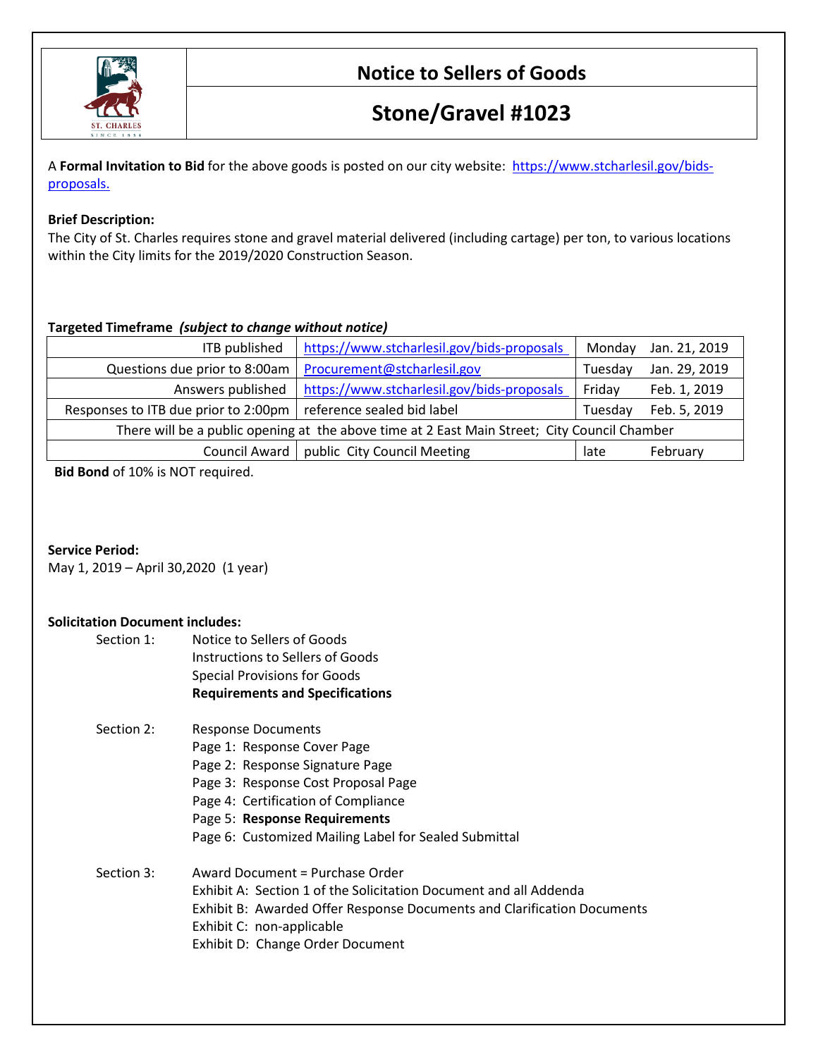# Notice to Sellers of Goods

# Stone/Gravel #1023

A **Formal Invitation to Bid** for the above goods is posted on our city website: https://www.stcharlesil.gov/bids-proposals.

**Brief Description:**
The City of St. Charles requires stone and gravel material delivered (including cartage) per ton, to various locations within the City limits for the 2019/2020 Construction Season.

**Targeted Timeframe** ***(subject to change without notice)***

| | | | |
|---|---|---|---|
| ITB published | https://www.stcharlesil.gov/bids-proposals | Monday | Jan. 21, 2019 |
| Questions due prior to 8:00am | Procurement@stcharlesil.gov | Tuesday | Jan. 29, 2019 |
| Answers published | https://www.stcharlesil.gov/bids-proposals | Friday | Feb. 1, 2019 |
| Responses to ITB due prior to 2:00pm | reference sealed bid label | Tuesday | Feb. 5, 2019 |
| There will be a public opening at the above time at 2 East Main Street; City Council Chamber | | | |
| Council Award | public City Council Meeting | late | February |

**Bid Bond** of 10% is NOT required.

**Service Period:**
May 1, 2019 – April 30,2020 (1 year)

**Solicitation Document includes:**

Section 1:
- Notice to Sellers of Goods
- Instructions to Sellers of Goods
- Special Provisions for Goods
- **Requirements and Specifications**

Section 2:
- Response Documents
- Page 1: Response Cover Page
- Page 2: Response Signature Page
- Page 3: Response Cost Proposal Page
- Page 4: Certification of Compliance
- Page 5: **Response Requirements**
- Page 6: Customized Mailing Label for Sealed Submittal

Section 3:
- Award Document = Purchase Order
- Exhibit A: Section 1 of the Solicitation Document and all Addenda
- Exhibit B: Awarded Offer Response Documents and Clarification Documents
- Exhibit C: non-applicable
- Exhibit D: Change Order Document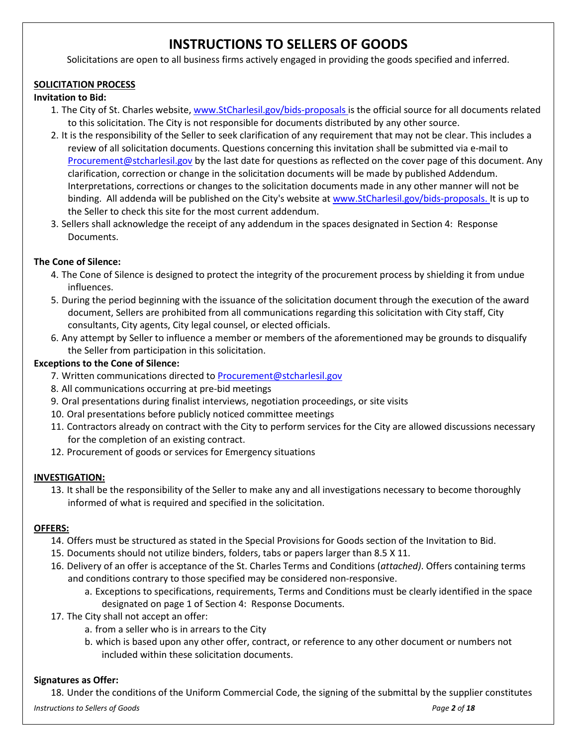# INSTRUCTIONS TO SELLERS OF GOODS

Solicitations are open to all business firms actively engaged in providing the goods specified and inferred.

## SOLICITATION PROCESS

**Invitation to Bid:**

1. The City of St. Charles website, www.StCharlesil.gov/bids-proposals is the official source for all documents related to this solicitation. The City is not responsible for documents distributed by any other source.
2. It is the responsibility of the Seller to seek clarification of any requirement that may not be clear. This includes a review of all solicitation documents. Questions concerning this invitation shall be submitted via e-mail to Procurement@stcharlesil.gov by the last date for questions as reflected on the cover page of this document. Any clarification, correction or change in the solicitation documents will be made by published Addendum. Interpretations, corrections or changes to the solicitation documents made in any other manner will not be binding. All addenda will be published on the City's website at www.StCharlesil.gov/bids-proposals. It is up to the Seller to check this site for the most current addendum.
3. Sellers shall acknowledge the receipt of any addendum in the spaces designated in Section 4: Response Documents.

**The Cone of Silence:**

4. The Cone of Silence is designed to protect the integrity of the procurement process by shielding it from undue influences.
5. During the period beginning with the issuance of the solicitation document through the execution of the award document, Sellers are prohibited from all communications regarding this solicitation with City staff, City consultants, City agents, City legal counsel, or elected officials.
6. Any attempt by Seller to influence a member or members of the aforementioned may be grounds to disqualify the Seller from participation in this solicitation.

**Exceptions to the Cone of Silence:**

7. Written communications directed to Procurement@stcharlesil.gov
8. All communications occurring at pre-bid meetings
9. Oral presentations during finalist interviews, negotiation proceedings, or site visits
10. Oral presentations before publicly noticed committee meetings
11. Contractors already on contract with the City to perform services for the City are allowed discussions necessary for the completion of an existing contract.
12. Procurement of goods or services for Emergency situations

## INVESTIGATION:

13. It shall be the responsibility of the Seller to make any and all investigations necessary to become thoroughly informed of what is required and specified in the solicitation.

## OFFERS:

14. Offers must be structured as stated in the Special Provisions for Goods section of the Invitation to Bid.
15. Documents should not utilize binders, folders, tabs or papers larger than 8.5 X 11.
16. Delivery of an offer is acceptance of the St. Charles Terms and Conditions (*attached)*. Offers containing terms and conditions contrary to those specified may be considered non-responsive.
    a. Exceptions to specifications, requirements, Terms and Conditions must be clearly identified in the space designated on page 1 of Section 4: Response Documents.
17. The City shall not accept an offer:
    a. from a seller who is in arrears to the City
    b. which is based upon any other offer, contract, or reference to any other document or numbers not included within these solicitation documents.

**Signatures as Offer:**

18. Under the conditions of the Uniform Commercial Code, the signing of the submittal by the supplier constitutes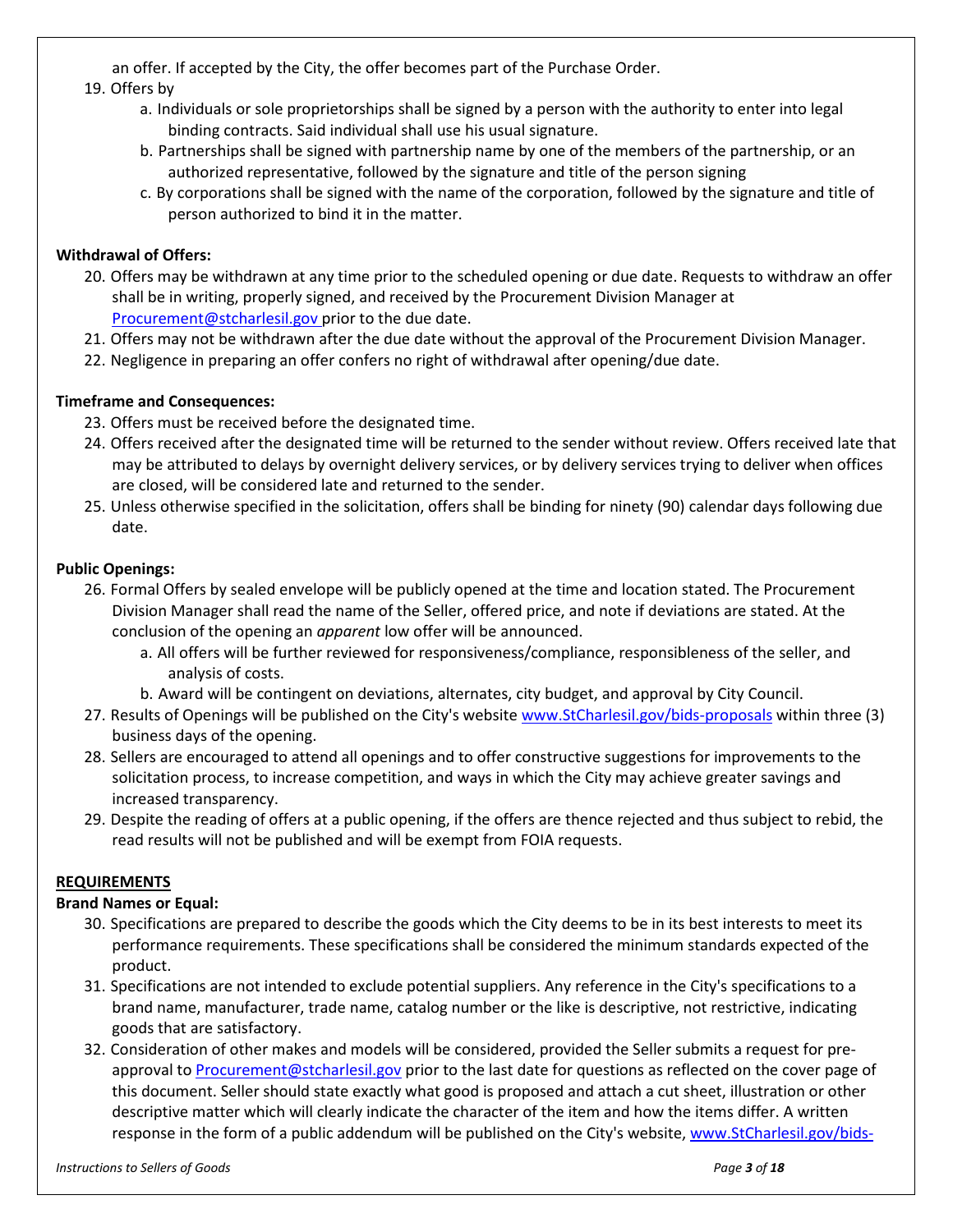an offer. If accepted by the City, the offer becomes part of the Purchase Order.

19. Offers by
    a. Individuals or sole proprietorships shall be signed by a person with the authority to enter into legal binding contracts. Said individual shall use his usual signature.
    b. Partnerships shall be signed with partnership name by one of the members of the partnership, or an authorized representative, followed by the signature and title of the person signing
    c. By corporations shall be signed with the name of the corporation, followed by the signature and title of person authorized to bind it in the matter.

**Withdrawal of Offers:**

20. Offers may be withdrawn at any time prior to the scheduled opening or due date. Requests to withdraw an offer shall be in writing, properly signed, and received by the Procurement Division Manager at Procurement@stcharlesil.gov prior to the due date.
21. Offers may not be withdrawn after the due date without the approval of the Procurement Division Manager.
22. Negligence in preparing an offer confers no right of withdrawal after opening/due date.

**Timeframe and Consequences:**

23. Offers must be received before the designated time.
24. Offers received after the designated time will be returned to the sender without review. Offers received late that may be attributed to delays by overnight delivery services, or by delivery services trying to deliver when offices are closed, will be considered late and returned to the sender.
25. Unless otherwise specified in the solicitation, offers shall be binding for ninety (90) calendar days following due date.

**Public Openings:**

26. Formal Offers by sealed envelope will be publicly opened at the time and location stated. The Procurement Division Manager shall read the name of the Seller, offered price, and note if deviations are stated. At the conclusion of the opening an *apparent* low offer will be announced.
    a. All offers will be further reviewed for responsiveness/compliance, responsibleness of the seller, and analysis of costs.
    b. Award will be contingent on deviations, alternates, city budget, and approval by City Council.
27. Results of Openings will be published on the City's website www.StCharlesil.gov/bids-proposals within three (3) business days of the opening.
28. Sellers are encouraged to attend all openings and to offer constructive suggestions for improvements to the solicitation process, to increase competition, and ways in which the City may achieve greater savings and increased transparency.
29. Despite the reading of offers at a public opening, if the offers are thence rejected and thus subject to rebid, the read results will not be published and will be exempt from FOIA requests.

## REQUIREMENTS

**Brand Names or Equal:**

30. Specifications are prepared to describe the goods which the City deems to be in its best interests to meet its performance requirements. These specifications shall be considered the minimum standards expected of the product.
31. Specifications are not intended to exclude potential suppliers. Any reference in the City's specifications to a brand name, manufacturer, trade name, catalog number or the like is descriptive, not restrictive, indicating goods that are satisfactory.
32. Consideration of other makes and models will be considered, provided the Seller submits a request for pre-approval to Procurement@stcharlesil.gov prior to the last date for questions as reflected on the cover page of this document. Seller should state exactly what good is proposed and attach a cut sheet, illustration or other descriptive matter which will clearly indicate the character of the item and how the items differ. A written response in the form of a public addendum will be published on the City's website, www.StCharlesil.gov/bids-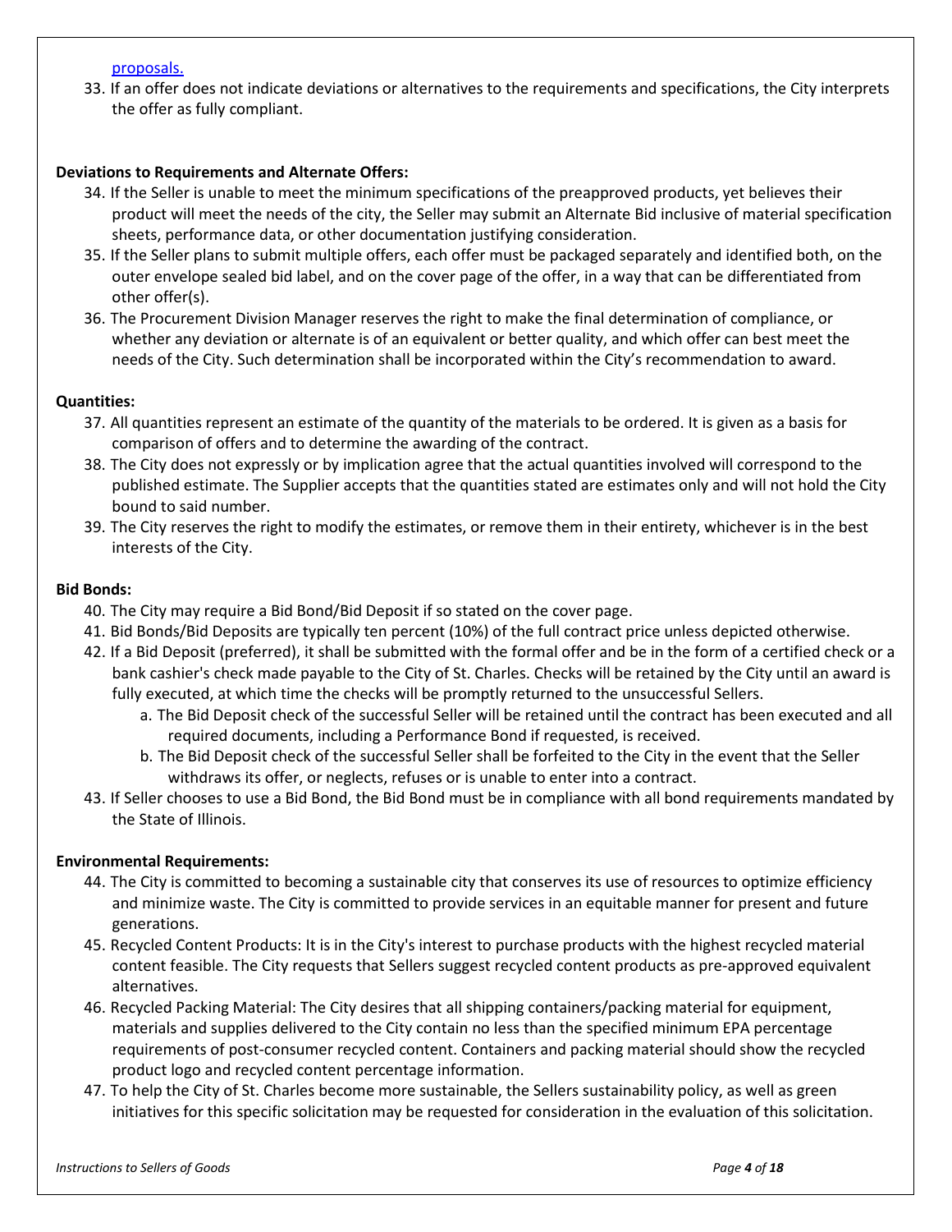proposals.

33. If an offer does not indicate deviations or alternatives to the requirements and specifications, the City interprets the offer as fully compliant.

**Deviations to Requirements and Alternate Offers:**

34. If the Seller is unable to meet the minimum specifications of the preapproved products, yet believes their product will meet the needs of the city, the Seller may submit an Alternate Bid inclusive of material specification sheets, performance data, or other documentation justifying consideration.
35. If the Seller plans to submit multiple offers, each offer must be packaged separately and identified both, on the outer envelope sealed bid label, and on the cover page of the offer, in a way that can be differentiated from other offer(s).
36. The Procurement Division Manager reserves the right to make the final determination of compliance, or whether any deviation or alternate is of an equivalent or better quality, and which offer can best meet the needs of the City. Such determination shall be incorporated within the City's recommendation to award.

**Quantities:**

37. All quantities represent an estimate of the quantity of the materials to be ordered. It is given as a basis for comparison of offers and to determine the awarding of the contract.
38. The City does not expressly or by implication agree that the actual quantities involved will correspond to the published estimate. The Supplier accepts that the quantities stated are estimates only and will not hold the City bound to said number.
39. The City reserves the right to modify the estimates, or remove them in their entirety, whichever is in the best interests of the City.

**Bid Bonds:**

40. The City may require a Bid Bond/Bid Deposit if so stated on the cover page.
41. Bid Bonds/Bid Deposits are typically ten percent (10%) of the full contract price unless depicted otherwise.
42. If a Bid Deposit (preferred), it shall be submitted with the formal offer and be in the form of a certified check or a bank cashier's check made payable to the City of St. Charles. Checks will be retained by the City until an award is fully executed, at which time the checks will be promptly returned to the unsuccessful Sellers.
    a. The Bid Deposit check of the successful Seller will be retained until the contract has been executed and all required documents, including a Performance Bond if requested, is received.
    b. The Bid Deposit check of the successful Seller shall be forfeited to the City in the event that the Seller withdraws its offer, or neglects, refuses or is unable to enter into a contract.
43. If Seller chooses to use a Bid Bond, the Bid Bond must be in compliance with all bond requirements mandated by the State of Illinois.

**Environmental Requirements:**

44. The City is committed to becoming a sustainable city that conserves its use of resources to optimize efficiency and minimize waste. The City is committed to provide services in an equitable manner for present and future generations.
45. Recycled Content Products: It is in the City's interest to purchase products with the highest recycled material content feasible. The City requests that Sellers suggest recycled content products as pre-approved equivalent alternatives.
46. Recycled Packing Material: The City desires that all shipping containers/packing material for equipment, materials and supplies delivered to the City contain no less than the specified minimum EPA percentage requirements of post-consumer recycled content. Containers and packing material should show the recycled product logo and recycled content percentage information.
47. To help the City of St. Charles become more sustainable, the Sellers sustainability policy, as well as green initiatives for this specific solicitation may be requested for consideration in the evaluation of this solicitation.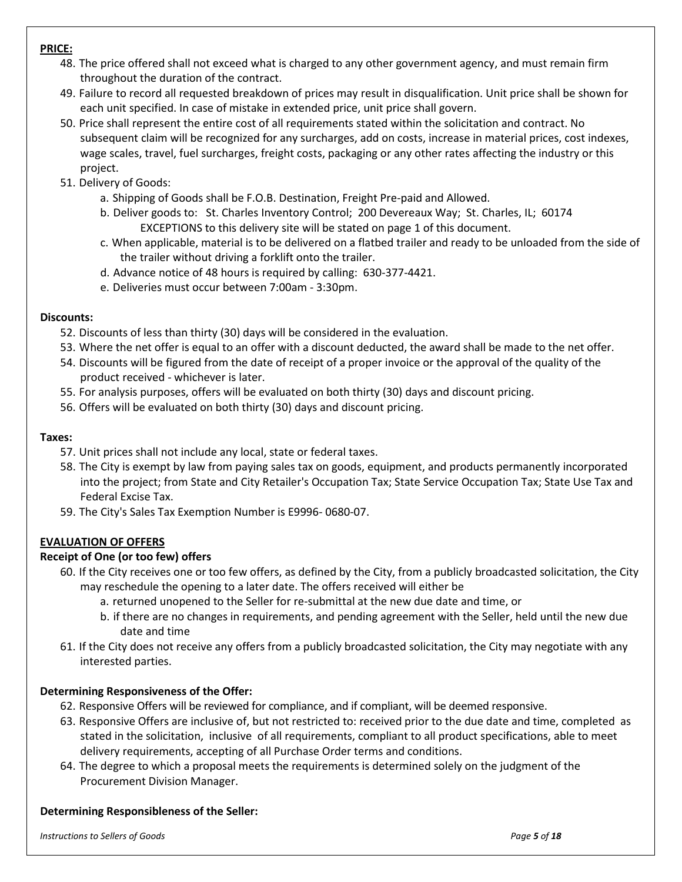**PRICE:**

48. The price offered shall not exceed what is charged to any other government agency, and must remain firm throughout the duration of the contract.
49. Failure to record all requested breakdown of prices may result in disqualification. Unit price shall be shown for each unit specified. In case of mistake in extended price, unit price shall govern.
50. Price shall represent the entire cost of all requirements stated within the solicitation and contract. No subsequent claim will be recognized for any surcharges, add on costs, increase in material prices, cost indexes, wage scales, travel, fuel surcharges, freight costs, packaging or any other rates affecting the industry or this project.
51. Delivery of Goods:
    a. Shipping of Goods shall be F.O.B. Destination, Freight Pre-paid and Allowed.
    b. Deliver goods to: St. Charles Inventory Control; 200 Devereaux Way; St. Charles, IL; 60174
       EXCEPTIONS to this delivery site will be stated on page 1 of this document.
    c. When applicable, material is to be delivered on a flatbed trailer and ready to be unloaded from the side of the trailer without driving a forklift onto the trailer.
    d. Advance notice of 48 hours is required by calling: 630-377-4421.
    e. Deliveries must occur between 7:00am - 3:30pm.

**Discounts:**

52. Discounts of less than thirty (30) days will be considered in the evaluation.
53. Where the net offer is equal to an offer with a discount deducted, the award shall be made to the net offer.
54. Discounts will be figured from the date of receipt of a proper invoice or the approval of the quality of the product received - whichever is later.
55. For analysis purposes, offers will be evaluated on both thirty (30) days and discount pricing.
56. Offers will be evaluated on both thirty (30) days and discount pricing.

**Taxes:**

57. Unit prices shall not include any local, state or federal taxes.
58. The City is exempt by law from paying sales tax on goods, equipment, and products permanently incorporated into the project; from State and City Retailer's Occupation Tax; State Service Occupation Tax; State Use Tax and Federal Excise Tax.
59. The City's Sales Tax Exemption Number is E9996- 0680-07.

**EVALUATION OF OFFERS**

**Receipt of One (or too few) offers**

60. If the City receives one or too few offers, as defined by the City, from a publicly broadcasted solicitation, the City may reschedule the opening to a later date. The offers received will either be
    a. returned unopened to the Seller for re-submittal at the new due date and time, or
    b. if there are no changes in requirements, and pending agreement with the Seller, held until the new due date and time
61. If the City does not receive any offers from a publicly broadcasted solicitation, the City may negotiate with any interested parties.

**Determining Responsiveness of the Offer:**

62. Responsive Offers will be reviewed for compliance, and if compliant, will be deemed responsive.
63. Responsive Offers are inclusive of, but not restricted to: received prior to the due date and time, completed as stated in the solicitation, inclusive of all requirements, compliant to all product specifications, able to meet delivery requirements, accepting of all Purchase Order terms and conditions.
64. The degree to which a proposal meets the requirements is determined solely on the judgment of the Procurement Division Manager.

**Determining Responsibleness of the Seller:**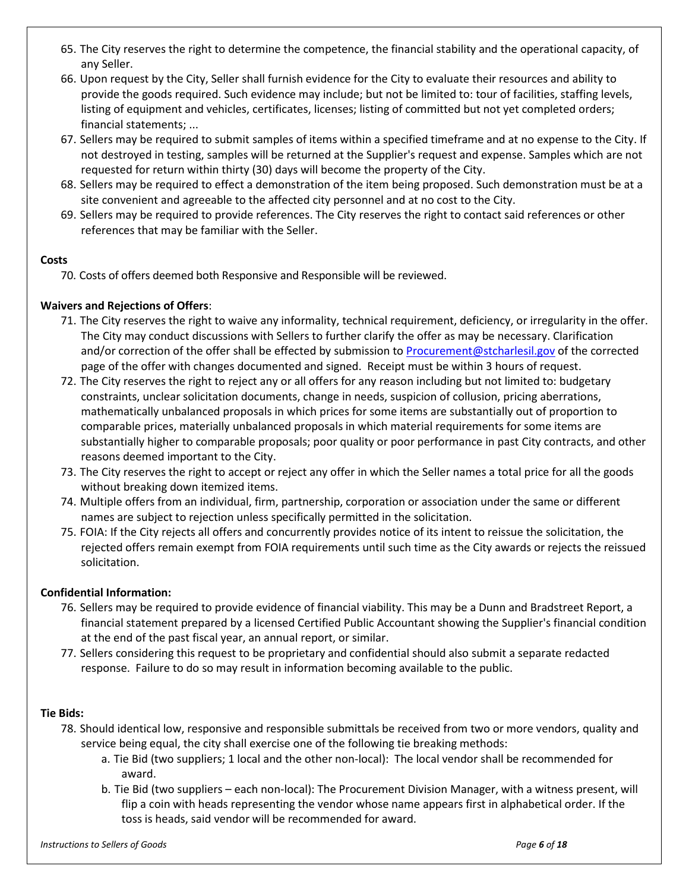65. The City reserves the right to determine the competence, the financial stability and the operational capacity, of any Seller.
66. Upon request by the City, Seller shall furnish evidence for the City to evaluate their resources and ability to provide the goods required. Such evidence may include; but not be limited to: tour of facilities, staffing levels, listing of equipment and vehicles, certificates, licenses; listing of committed but not yet completed orders; financial statements; ...
67. Sellers may be required to submit samples of items within a specified timeframe and at no expense to the City. If not destroyed in testing, samples will be returned at the Supplier's request and expense. Samples which are not requested for return within thirty (30) days will become the property of the City.
68. Sellers may be required to effect a demonstration of the item being proposed. Such demonstration must be at a site convenient and agreeable to the affected city personnel and at no cost to the City.
69. Sellers may be required to provide references. The City reserves the right to contact said references or other references that may be familiar with the Seller.

**Costs**

70. Costs of offers deemed both Responsive and Responsible will be reviewed.

**Waivers and Rejections of Offers**:

71. The City reserves the right to waive any informality, technical requirement, deficiency, or irregularity in the offer. The City may conduct discussions with Sellers to further clarify the offer as may be necessary. Clarification and/or correction of the offer shall be effected by submission to Procurement@stcharlesil.gov of the corrected page of the offer with changes documented and signed. Receipt must be within 3 hours of request.
72. The City reserves the right to reject any or all offers for any reason including but not limited to: budgetary constraints, unclear solicitation documents, change in needs, suspicion of collusion, pricing aberrations, mathematically unbalanced proposals in which prices for some items are substantially out of proportion to comparable prices, materially unbalanced proposals in which material requirements for some items are substantially higher to comparable proposals; poor quality or poor performance in past City contracts, and other reasons deemed important to the City.
73. The City reserves the right to accept or reject any offer in which the Seller names a total price for all the goods without breaking down itemized items.
74. Multiple offers from an individual, firm, partnership, corporation or association under the same or different names are subject to rejection unless specifically permitted in the solicitation.
75. FOIA: If the City rejects all offers and concurrently provides notice of its intent to reissue the solicitation, the rejected offers remain exempt from FOIA requirements until such time as the City awards or rejects the reissued solicitation.

**Confidential Information:**

76. Sellers may be required to provide evidence of financial viability. This may be a Dunn and Bradstreet Report, a financial statement prepared by a licensed Certified Public Accountant showing the Supplier's financial condition at the end of the past fiscal year, an annual report, or similar.
77. Sellers considering this request to be proprietary and confidential should also submit a separate redacted response. Failure to do so may result in information becoming available to the public.

**Tie Bids:**

78. Should identical low, responsive and responsible submittals be received from two or more vendors, quality and service being equal, the city shall exercise one of the following tie breaking methods:
    a. Tie Bid (two suppliers; 1 local and the other non-local): The local vendor shall be recommended for award.
    b. Tie Bid (two suppliers – each non-local): The Procurement Division Manager, with a witness present, will flip a coin with heads representing the vendor whose name appears first in alphabetical order. If the toss is heads, said vendor will be recommended for award.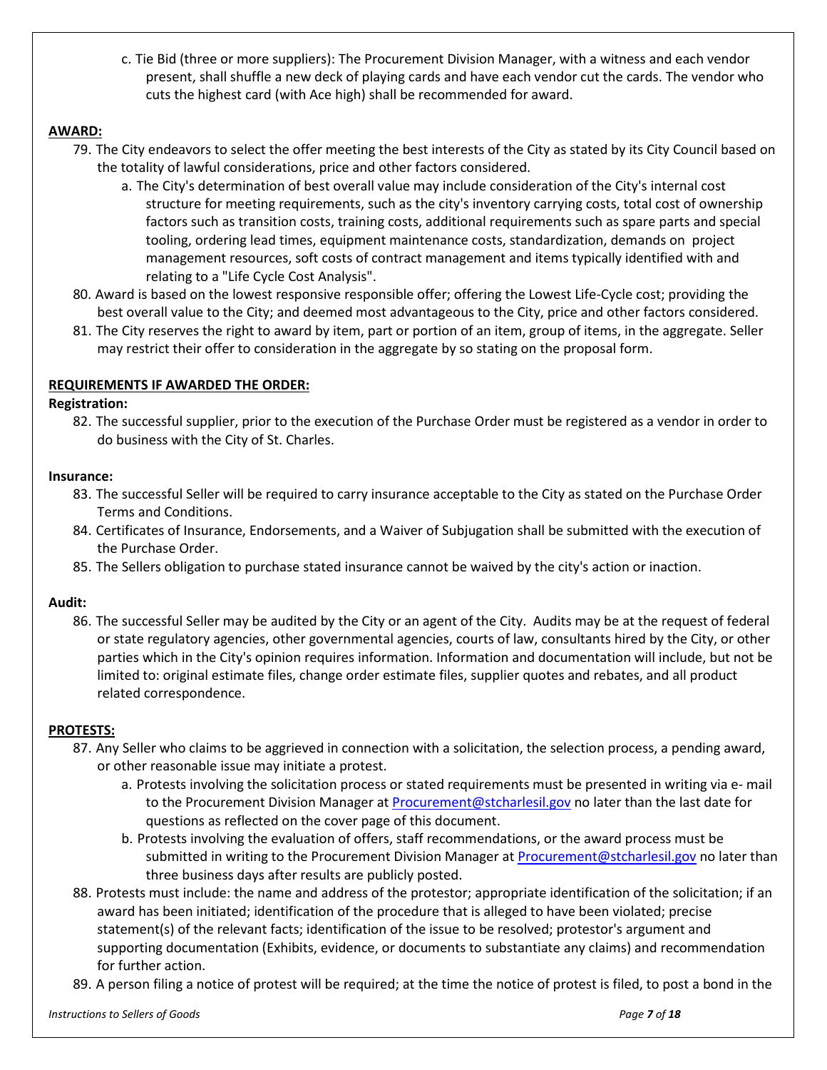c. Tie Bid (three or more suppliers): The Procurement Division Manager, with a witness and each vendor present, shall shuffle a new deck of playing cards and have each vendor cut the cards. The vendor who cuts the highest card (with Ace high) shall be recommended for award.

**AWARD:**

79. The City endeavors to select the offer meeting the best interests of the City as stated by its City Council based on the totality of lawful considerations, price and other factors considered.
    a. The City's determination of best overall value may include consideration of the City's internal cost structure for meeting requirements, such as the city's inventory carrying costs, total cost of ownership factors such as transition costs, training costs, additional requirements such as spare parts and special tooling, ordering lead times, equipment maintenance costs, standardization, demands on project management resources, soft costs of contract management and items typically identified with and relating to a "Life Cycle Cost Analysis".
80. Award is based on the lowest responsive responsible offer; offering the Lowest Life-Cycle cost; providing the best overall value to the City; and deemed most advantageous to the City, price and other factors considered.
81. The City reserves the right to award by item, part or portion of an item, group of items, in the aggregate. Seller may restrict their offer to consideration in the aggregate by so stating on the proposal form.

**REQUIREMENTS IF AWARDED THE ORDER:**

**Registration:**

82. The successful supplier, prior to the execution of the Purchase Order must be registered as a vendor in order to do business with the City of St. Charles.

**Insurance:**

83. The successful Seller will be required to carry insurance acceptable to the City as stated on the Purchase Order Terms and Conditions.
84. Certificates of Insurance, Endorsements, and a Waiver of Subjugation shall be submitted with the execution of the Purchase Order.
85. The Sellers obligation to purchase stated insurance cannot be waived by the city's action or inaction.

**Audit:**

86. The successful Seller may be audited by the City or an agent of the City. Audits may be at the request of federal or state regulatory agencies, other governmental agencies, courts of law, consultants hired by the City, or other parties which in the City's opinion requires information. Information and documentation will include, but not be limited to: original estimate files, change order estimate files, supplier quotes and rebates, and all product related correspondence.

**PROTESTS:**

87. Any Seller who claims to be aggrieved in connection with a solicitation, the selection process, a pending award, or other reasonable issue may initiate a protest.
    a. Protests involving the solicitation process or stated requirements must be presented in writing via e- mail to the Procurement Division Manager at Procurement@stcharlesil.gov no later than the last date for questions as reflected on the cover page of this document.
    b. Protests involving the evaluation of offers, staff recommendations, or the award process must be submitted in writing to the Procurement Division Manager at Procurement@stcharlesil.gov no later than three business days after results are publicly posted.
88. Protests must include: the name and address of the protestor; appropriate identification of the solicitation; if an award has been initiated; identification of the procedure that is alleged to have been violated; precise statement(s) of the relevant facts; identification of the issue to be resolved; protestor's argument and supporting documentation (Exhibits, evidence, or documents to substantiate any claims) and recommendation for further action.
89. A person filing a notice of protest will be required; at the time the notice of protest is filed, to post a bond in the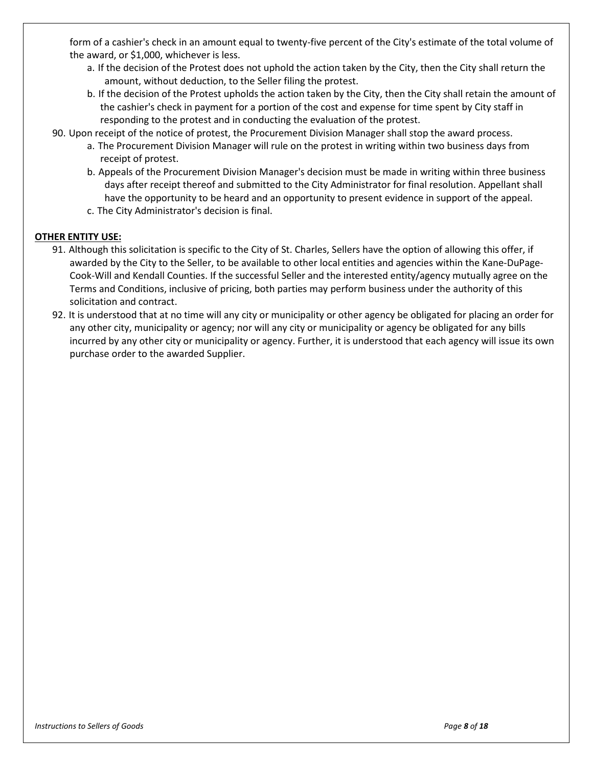form of a cashier's check in an amount equal to twenty-five percent of the City's estimate of the total volume of the award, or $1,000, whichever is less.

a. If the decision of the Protest does not uphold the action taken by the City, then the City shall return the amount, without deduction, to the Seller filing the protest.
b. If the decision of the Protest upholds the action taken by the City, then the City shall retain the amount of the cashier's check in payment for a portion of the cost and expense for time spent by City staff in responding to the protest and in conducting the evaluation of the protest.

90. Upon receipt of the notice of protest, the Procurement Division Manager shall stop the award process.
    a. The Procurement Division Manager will rule on the protest in writing within two business days from receipt of protest.
    b. Appeals of the Procurement Division Manager's decision must be made in writing within three business days after receipt thereof and submitted to the City Administrator for final resolution. Appellant shall have the opportunity to be heard and an opportunity to present evidence in support of the appeal.
    c. The City Administrator's decision is final.

**OTHER ENTITY USE:**

91. Although this solicitation is specific to the City of St. Charles, Sellers have the option of allowing this offer, if awarded by the City to the Seller, to be available to other local entities and agencies within the Kane-DuPage-Cook-Will and Kendall Counties. If the successful Seller and the interested entity/agency mutually agree on the Terms and Conditions, inclusive of pricing, both parties may perform business under the authority of this solicitation and contract.
92. It is understood that at no time will any city or municipality or other agency be obligated for placing an order for any other city, municipality or agency; nor will any city or municipality or agency be obligated for any bills incurred by any other city or municipality or agency. Further, it is understood that each agency will issue its own purchase order to the awarded Supplier.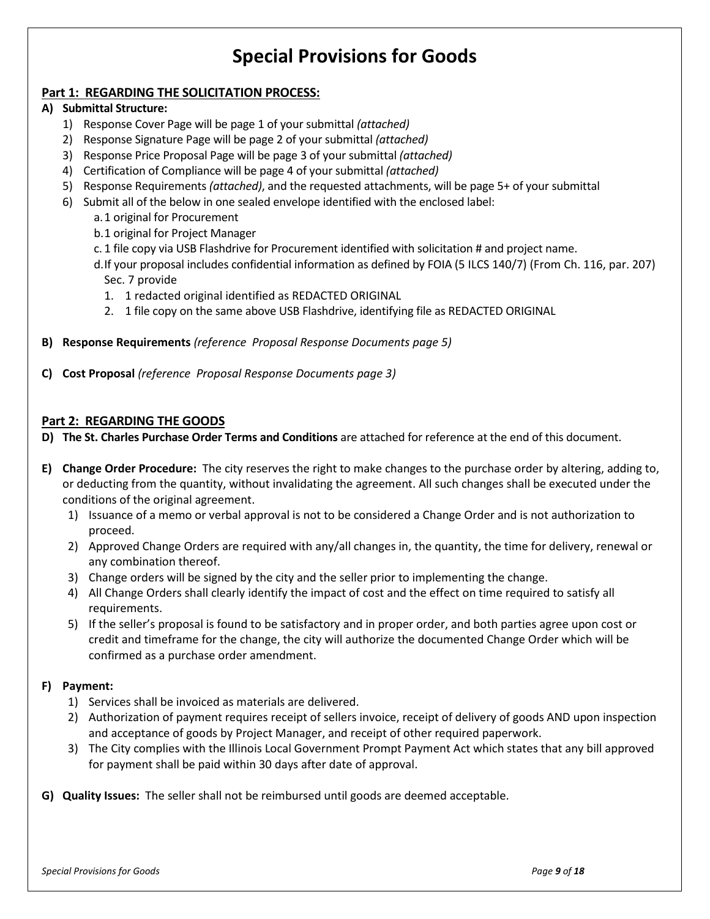# Special Provisions for Goods

## Part 1: REGARDING THE SOLICITATION PROCESS:

**A) Submittal Structure:**

1) Response Cover Page will be page 1 of your submittal *(attached)*
2) Response Signature Page will be page 2 of your submittal *(attached)*
3) Response Price Proposal Page will be page 3 of your submittal *(attached)*
4) Certification of Compliance will be page 4 of your submittal *(attached)*
5) Response Requirements *(attached)*, and the requested attachments, will be page 5+ of your submittal
6) Submit all of the below in one sealed envelope identified with the enclosed label:
   a. 1 original for Procurement
   b. 1 original for Project Manager
   c. 1 file copy via USB Flashdrive for Procurement identified with solicitation # and project name.
   d. If your proposal includes confidential information as defined by FOIA (5 ILCS 140/7) (From Ch. 116, par. 207) Sec. 7 provide
      1. 1 redacted original identified as REDACTED ORIGINAL
      2. 1 file copy on the same above USB Flashdrive, identifying file as REDACTED ORIGINAL

**B) Response Requirements** *(reference Proposal Response Documents page 5)*

**C) Cost Proposal** *(reference Proposal Response Documents page 3)*

## Part 2: REGARDING THE GOODS

**D) The St. Charles Purchase Order Terms and Conditions** are attached for reference at the end of this document.

**E) Change Order Procedure:** The city reserves the right to make changes to the purchase order by altering, adding to, or deducting from the quantity, without invalidating the agreement. All such changes shall be executed under the conditions of the original agreement.

1) Issuance of a memo or verbal approval is not to be considered a Change Order and is not authorization to proceed.
2) Approved Change Orders are required with any/all changes in, the quantity, the time for delivery, renewal or any combination thereof.
3) Change orders will be signed by the city and the seller prior to implementing the change.
4) All Change Orders shall clearly identify the impact of cost and the effect on time required to satisfy all requirements.
5) If the seller's proposal is found to be satisfactory and in proper order, and both parties agree upon cost or credit and timeframe for the change, the city will authorize the documented Change Order which will be confirmed as a purchase order amendment.

**F) Payment:**

1) Services shall be invoiced as materials are delivered.
2) Authorization of payment requires receipt of sellers invoice, receipt of delivery of goods AND upon inspection and acceptance of goods by Project Manager, and receipt of other required paperwork.
3) The City complies with the Illinois Local Government Prompt Payment Act which states that any bill approved for payment shall be paid within 30 days after date of approval.

**G) Quality Issues:** The seller shall not be reimbursed until goods are deemed acceptable.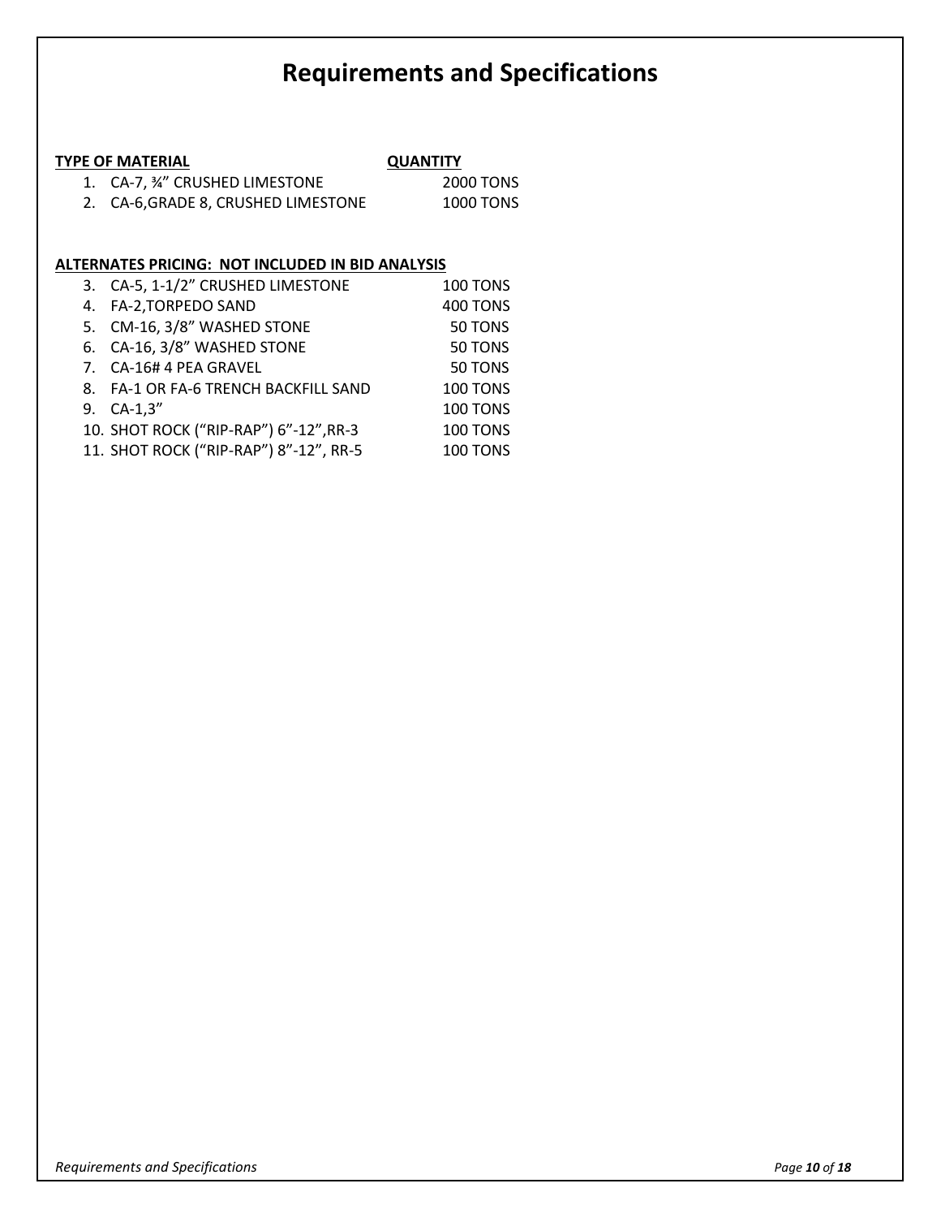# Requirements and Specifications

| TYPE OF MATERIAL | QUANTITY |
|---|---|
| 1. CA-7, ¾" CRUSHED LIMESTONE | 2000 TONS |
| 2. CA-6,GRADE 8, CRUSHED LIMESTONE | 1000 TONS |

**ALTERNATES PRICING: NOT INCLUDED IN BID ANALYSIS**

| | |
|---|---|
| 3. CA-5, 1-1/2" CRUSHED LIMESTONE | 100 TONS |
| 4. FA-2,TORPEDO SAND | 400 TONS |
| 5. CM-16, 3/8" WASHED STONE | 50 TONS |
| 6. CA-16, 3/8" WASHED STONE | 50 TONS |
| 7. CA-16# 4 PEA GRAVEL | 50 TONS |
| 8. FA-1 OR FA-6 TRENCH BACKFILL SAND | 100 TONS |
| 9. CA-1,3" | 100 TONS |
| 10. SHOT ROCK ("RIP-RAP") 6"-12",RR-3 | 100 TONS |
| 11. SHOT ROCK ("RIP-RAP") 8"-12", RR-5 | 100 TONS |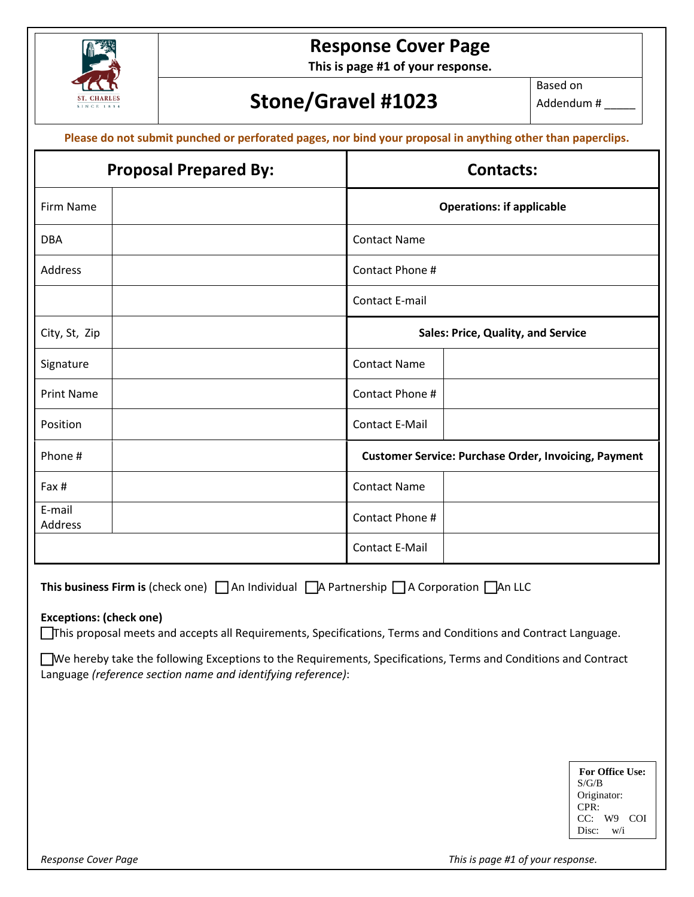# Response Cover Page

**This is page #1 of your response.**

## Stone/Gravel #1023

Based on Addendum # _____

**Please do not submit punched or perforated pages, nor bind your proposal in anything other than paperclips.**

| **Proposal Prepared By:** | | **Contacts:** | |
|---|---|---|---|
| Firm Name | | **Operations: if applicable** | |
| DBA | | Contact Name | |
| Address | | Contact Phone # | |
| | | Contact E-mail | |
| City, St, Zip | | **Sales: Price, Quality, and Service** | |
| Signature | | Contact Name | |
| Print Name | | Contact Phone # | |
| Position | | Contact E-Mail | |
| Phone # | | **Customer Service: Purchase Order, Invoicing, Payment** | |
| Fax # | | Contact Name | |
| E-mail Address | | Contact Phone # | |
| | | Contact E-Mail | |

**This business Firm is** (check one) ☐ An Individual ☐ A Partnership ☐ A Corporation ☐ An LLC

**Exceptions: (check one)**

☐ This proposal meets and accepts all Requirements, Specifications, Terms and Conditions and Contract Language.

☐ We hereby take the following Exceptions to the Requirements, Specifications, Terms and Conditions and Contract Language *(reference section name and identifying reference)*:

**For Office Use:**
S/G/B
Originator:
CPR:
CC: W9 COI
Disc: w/i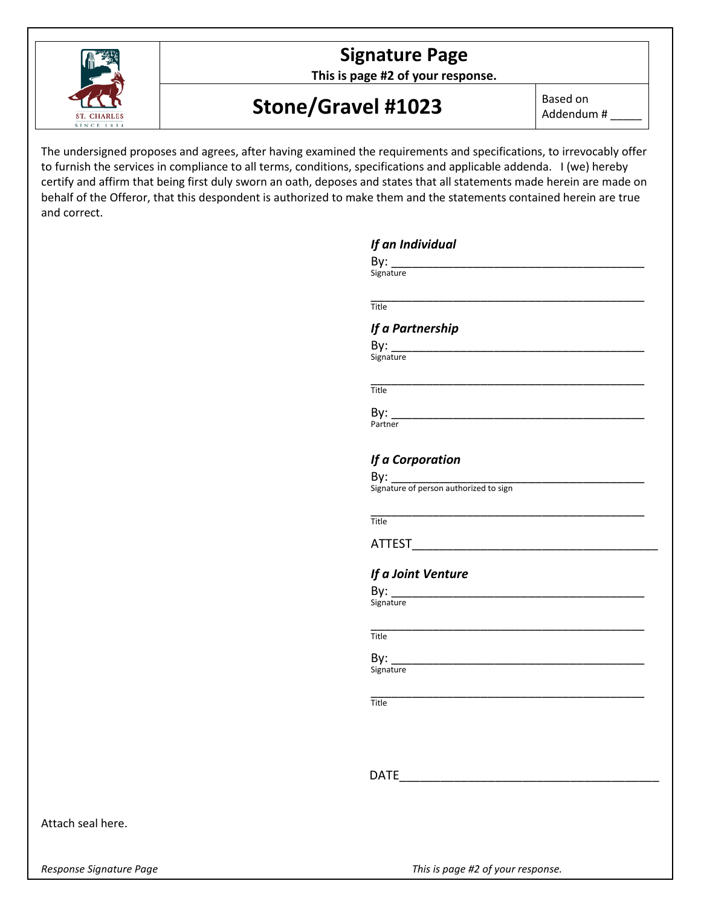# Signature Page

**This is page #2 of your response.**

## Stone/Gravel #1023

Based on Addendum # _____

The undersigned proposes and agrees, after having examined the requirements and specifications, to irrevocably offer to furnish the services in compliance to all terms, conditions, specifications and applicable addenda. I (we) hereby certify and affirm that being first duly sworn an oath, deposes and states that all statements made herein are made on behalf of the Offeror, that this despondent is authorized to make them and the statements contained herein are true and correct.

***If an Individual***

By: ______________________________________
Signature

__________________________________________
Title

***If a Partnership***

By: ______________________________________
Signature

__________________________________________
Title

By: ______________________________________
Partner

***If a Corporation***

By: ______________________________________
Signature of person authorized to sign

__________________________________________
Title

ATTEST____________________________________

***If a Joint Venture***

By: ______________________________________
Signature

__________________________________________
Title

By: ______________________________________
Signature

__________________________________________
Title

DATE______________________________________

Attach seal here.

*Response Signature Page*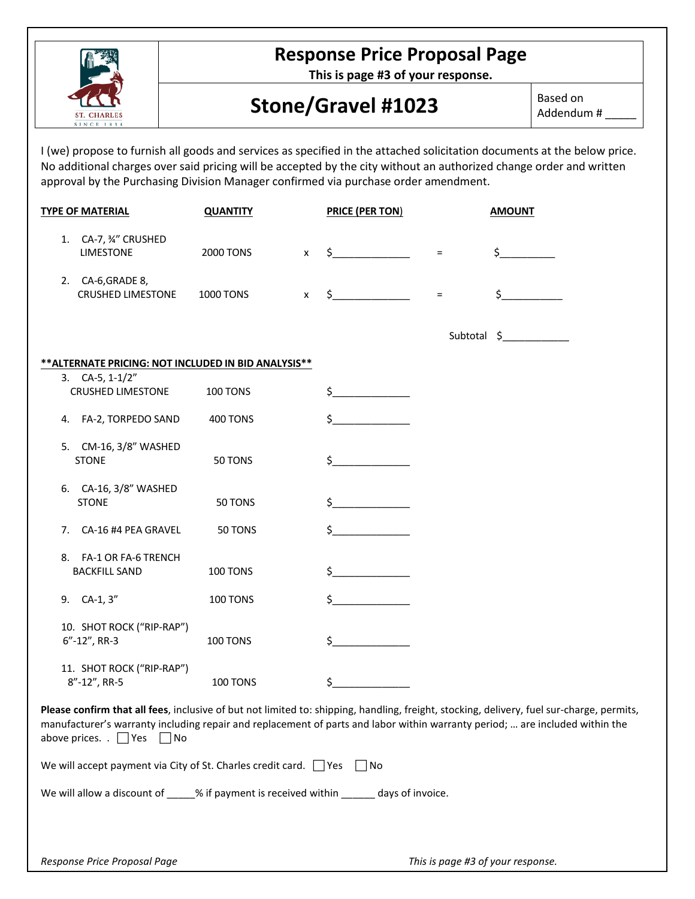# Response Price Proposal Page

**This is page #3 of your response.**

## Stone/Gravel #1023

Based on Addendum # _____

I (we) propose to furnish all goods and services as specified in the attached solicitation documents at the below price. No additional charges over said pricing will be accepted by the city without an authorized change order and written approval by the Purchasing Division Manager confirmed via purchase order amendment.

| TYPE OF MATERIAL | QUANTITY | | PRICE (PER TON) | | AMOUNT |
|---|---|---|---|---|---|
| 1. CA-7, ¾" CRUSHED LIMESTONE | 2000 TONS | x | $______________ | = | $__________ |
| 2. CA-6,GRADE 8, CRUSHED LIMESTONE | 1000 TONS | x | $______________ | = | $___________ |
| | | | | Subtotal | $____________ |

**\*\*ALTERNATE PRICING: NOT INCLUDED IN BID ANALYSIS\*\***

| TYPE OF MATERIAL | QUANTITY | PRICE (PER TON) |
|---|---|---|
| 3. CA-5, 1-1/2" CRUSHED LIMESTONE | 100 TONS | $______________ |
| 4. FA-2, TORPEDO SAND | 400 TONS | $______________ |
| 5. CM-16, 3/8" WASHED STONE | 50 TONS | $______________ |
| 6. CA-16, 3/8" WASHED STONE | 50 TONS | $______________ |
| 7. CA-16 #4 PEA GRAVEL | 50 TONS | $______________ |
| 8. FA-1 OR FA-6 TRENCH BACKFILL SAND | 100 TONS | $______________ |
| 9. CA-1, 3" | 100 TONS | $______________ |
| 10. SHOT ROCK ("RIP-RAP") 6"-12", RR-3 | 100 TONS | $______________ |
| 11. SHOT ROCK ("RIP-RAP") 8"-12", RR-5 | 100 TONS | $______________ |

**Please confirm that all fees**, inclusive of but not limited to: shipping, handling, freight, stocking, delivery, fuel sur-charge, permits, manufacturer's warranty including repair and replacement of parts and labor within warranty period; … are included within the above prices. . ☐ Yes ☐ No

We will accept payment via City of St. Charles credit card. ☐ Yes ☐ No

We will allow a discount of _____% if payment is received within ______ days of invoice.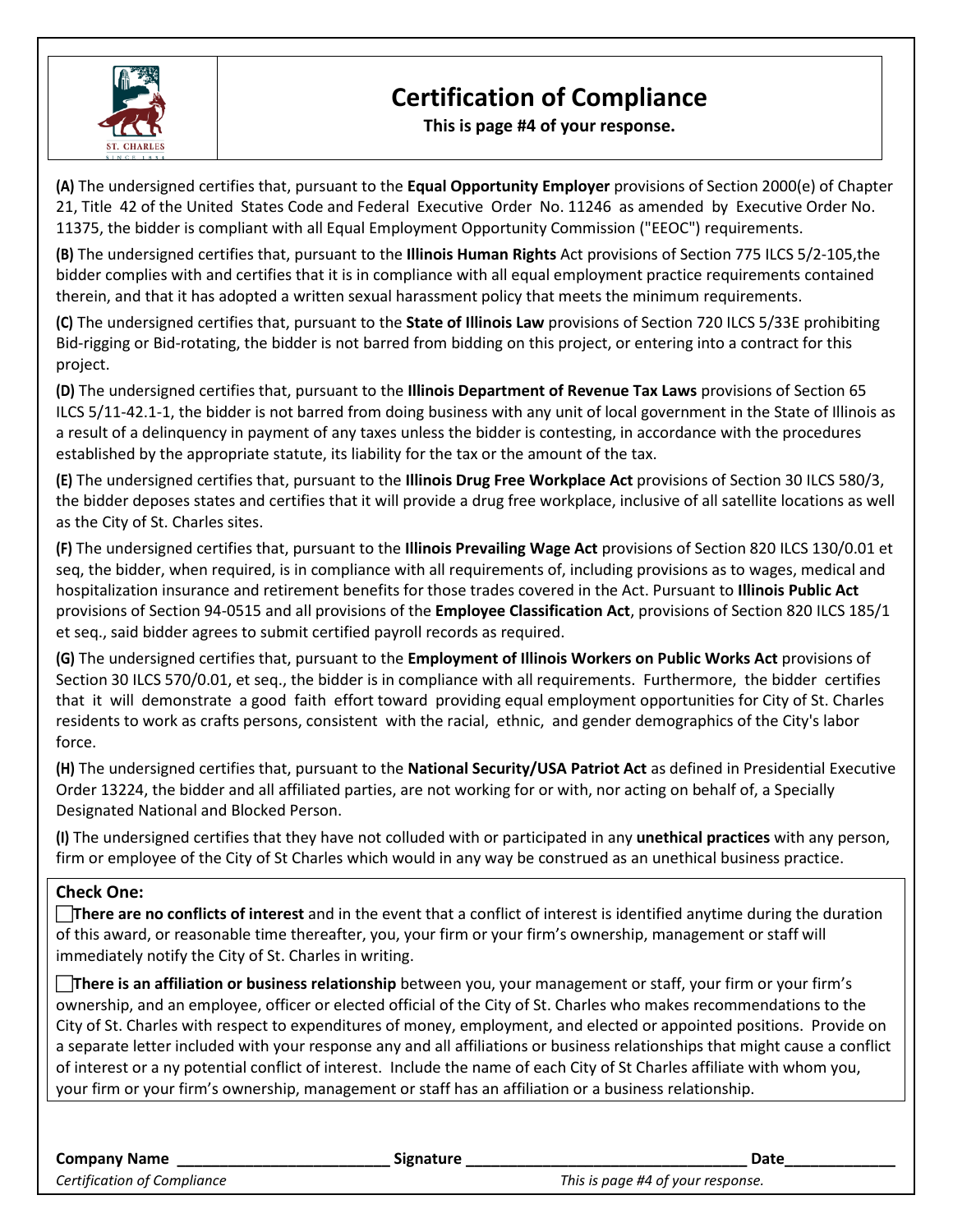# Certification of Compliance

**This is page #4 of your response.**

**(A)** The undersigned certifies that, pursuant to the **Equal Opportunity Employer** provisions of Section 2000(e) of Chapter 21, Title 42 of the United States Code and Federal Executive Order No. 11246 as amended by Executive Order No. 11375, the bidder is compliant with all Equal Employment Opportunity Commission ("EEOC") requirements.

**(B)** The undersigned certifies that, pursuant to the **Illinois Human Rights** Act provisions of Section 775 ILCS 5/2-105,the bidder complies with and certifies that it is in compliance with all equal employment practice requirements contained therein, and that it has adopted a written sexual harassment policy that meets the minimum requirements.

**(C)** The undersigned certifies that, pursuant to the **State of Illinois Law** provisions of Section 720 ILCS 5/33E prohibiting Bid-rigging or Bid-rotating, the bidder is not barred from bidding on this project, or entering into a contract for this project.

**(D)** The undersigned certifies that, pursuant to the **Illinois Department of Revenue Tax Laws** provisions of Section 65 ILCS 5/11-42.1-1, the bidder is not barred from doing business with any unit of local government in the State of Illinois as a result of a delinquency in payment of any taxes unless the bidder is contesting, in accordance with the procedures established by the appropriate statute, its liability for the tax or the amount of the tax.

**(E)** The undersigned certifies that, pursuant to the **Illinois Drug Free Workplace Act** provisions of Section 30 ILCS 580/3, the bidder deposes states and certifies that it will provide a drug free workplace, inclusive of all satellite locations as well as the City of St. Charles sites.

**(F)** The undersigned certifies that, pursuant to the **Illinois Prevailing Wage Act** provisions of Section 820 ILCS 130/0.01 et seq, the bidder, when required, is in compliance with all requirements of, including provisions as to wages, medical and hospitalization insurance and retirement benefits for those trades covered in the Act. Pursuant to **Illinois Public Act** provisions of Section 94-0515 and all provisions of the **Employee Classification Act**, provisions of Section 820 ILCS 185/1 et seq., said bidder agrees to submit certified payroll records as required.

**(G)** The undersigned certifies that, pursuant to the **Employment of Illinois Workers on Public Works Act** provisions of Section 30 ILCS 570/0.01, et seq., the bidder is in compliance with all requirements. Furthermore, the bidder certifies that it will demonstrate a good faith effort toward providing equal employment opportunities for City of St. Charles residents to work as crafts persons, consistent with the racial, ethnic, and gender demographics of the City's labor force.

**(H)** The undersigned certifies that, pursuant to the **National Security/USA Patriot Act** as defined in Presidential Executive Order 13224, the bidder and all affiliated parties, are not working for or with, nor acting on behalf of, a Specially Designated National and Blocked Person.

**(I)** The undersigned certifies that they have not colluded with or participated in any **unethical practices** with any person, firm or employee of the City of St Charles which would in any way be construed as an unethical business practice.

**Check One:**

☐ **There are no conflicts of interest** and in the event that a conflict of interest is identified anytime during the duration of this award, or reasonable time thereafter, you, your firm or your firm's ownership, management or staff will immediately notify the City of St. Charles in writing.

☐ **There is an affiliation or business relationship** between you, your management or staff, your firm or your firm's ownership, and an employee, officer or elected official of the City of St. Charles who makes recommendations to the City of St. Charles with respect to expenditures of money, employment, and elected or appointed positions. Provide on a separate letter included with your response any and all affiliations or business relationships that might cause a conflict of interest or a ny potential conflict of interest. Include the name of each City of St Charles affiliate with whom you, your firm or your firm's ownership, management or staff has an affiliation or a business relationship.

**Company Name** ________________________ **Signature** ________________________________ **Date**____________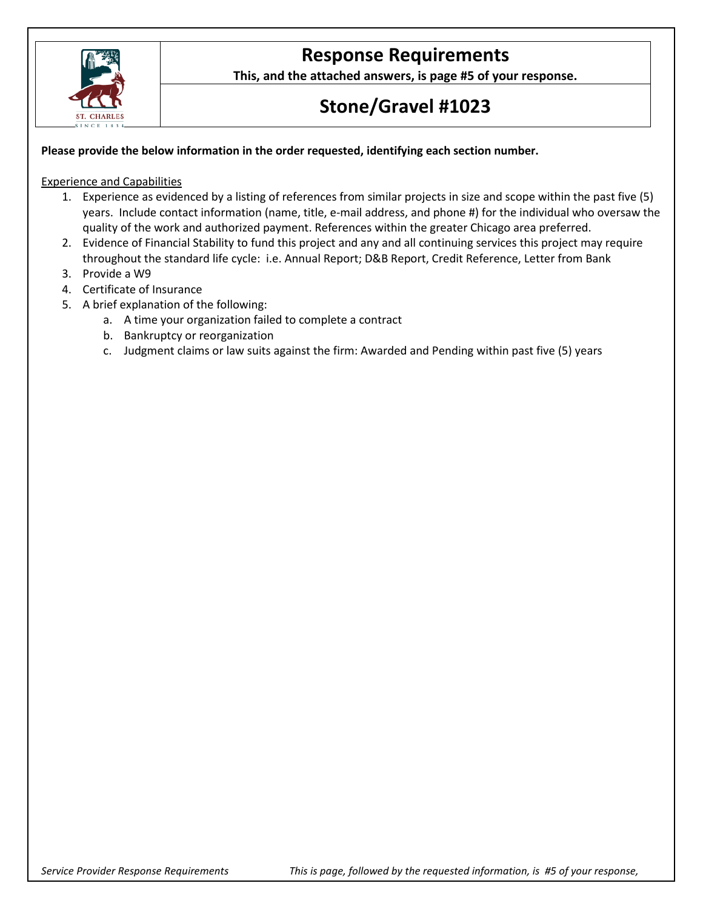# Response Requirements

**This, and the attached answers, is page #5 of your response.**

## Stone/Gravel #1023

**Please provide the below information in the order requested, identifying each section number.**

Experience and Capabilities

1. Experience as evidenced by a listing of references from similar projects in size and scope within the past five (5) years. Include contact information (name, title, e-mail address, and phone #) for the individual who oversaw the quality of the work and authorized payment. References within the greater Chicago area preferred.
2. Evidence of Financial Stability to fund this project and any and all continuing services this project may require throughout the standard life cycle: i.e. Annual Report; D&B Report, Credit Reference, Letter from Bank
3. Provide a W9
4. Certificate of Insurance
5. A brief explanation of the following:
   a. A time your organization failed to complete a contract
   b. Bankruptcy or reorganization
   c. Judgment claims or law suits against the firm: Awarded and Pending within past five (5) years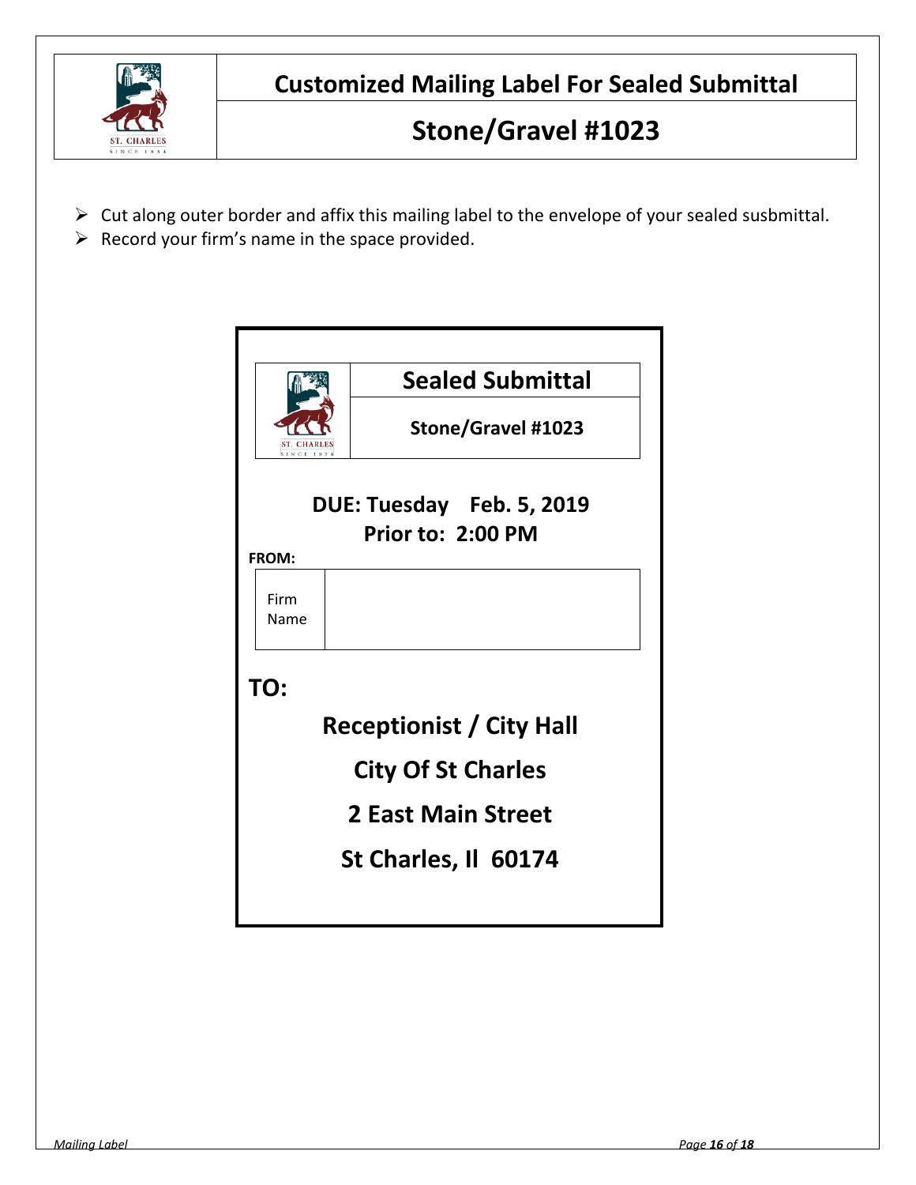# Customized Mailing Label For Sealed Submittal

## Stone/Gravel #1023

- Cut along outer border and affix this mailing label to the envelope of your sealed susbmittal.
- Record your firm's name in the space provided.

---

## Sealed Submittal

**Stone/Gravel #1023**

**DUE: Tuesday Feb. 5, 2019**
**Prior to: 2:00 PM**

**FROM:**

| Firm Name | |
|---|---|

**TO:**

**Receptionist / City Hall**

**City Of St Charles**

**2 East Main Street**

**St Charles, Il 60174**

*Mailing Label*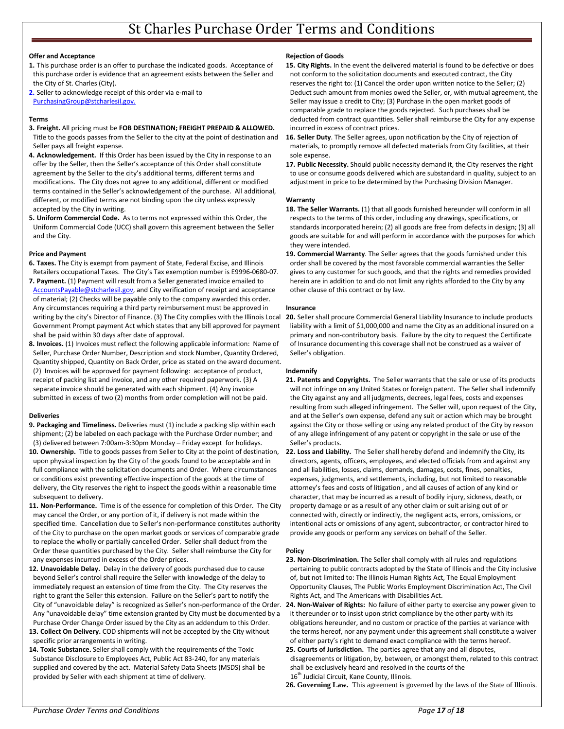# St Charles Purchase Order Terms and Conditions

**Offer and Acceptance**

**1.** This purchase order is an offer to purchase the indicated goods. Acceptance of this purchase order is evidence that an agreement exists between the Seller and the City of St. Charles (City).

**2.** Seller to acknowledge receipt of this order via e-mail to PurchasingGroup@stcharlesil.gov.

**Terms**

**3. Freight.** All pricing must be **FOB DESTINATION; FREIGHT PREPAID & ALLOWED.** Title to the goods passes from the Seller to the city at the point of destination and Seller pays all freight expense.

**4. Acknowledgement.** If this Order has been issued by the City in response to an offer by the Seller, then the Seller's acceptance of this Order shall constitute agreement by the Seller to the city's additional terms, different terms and modifications. The City does not agree to any additional, different or modified terms contained in the Seller's acknowledgement of the purchase. All additional, different, or modified terms are not binding upon the city unless expressly accepted by the City in writing.

**5. Uniform Commercial Code.** As to terms not expressed within this Order, the Uniform Commercial Code (UCC) shall govern this agreement between the Seller and the City.

**Price and Payment**

**6. Taxes.** The City is exempt from payment of State, Federal Excise, and Illinois Retailers occupational Taxes. The City's Tax exemption number is E9996-0680-07.

**7. Payment.** (1) Payment will result from a Seller generated invoice emailed to AccountsPayable@stcharlesil.gov, and City verification of receipt and acceptance of material; (2) Checks will be payable only to the company awarded this order. Any circumstances requiring a third party reimbursement must be approved in writing by the city's Director of Finance. (3) The City complies with the Illinois Local Government Prompt payment Act which states that any bill approved for payment shall be paid within 30 days after date of approval.

**8. Invoices.** (1) Invoices must reflect the following applicable information: Name of Seller, Purchase Order Number, Description and stock Number, Quantity Ordered, Quantity shipped, Quantity on Back Order, price as stated on the award document. (2) Invoices will be approved for payment following: acceptance of product, receipt of packing list and invoice, and any other required paperwork. (3) A separate invoice should be generated with each shipment. (4) Any invoice submitted in excess of two (2) months from order completion will not be paid.

**Deliveries**

**9. Packaging and Timeliness.** Deliveries must (1) include a packing slip within each shipment; (2) be labeled on each package with the Purchase Order number; and (3) delivered between 7:00am-3:30pm Monday – Friday except for holidays.

**10. Ownership.** Title to goods passes from Seller to City at the point of destination, upon physical inspection by the City of the goods found to be acceptable and in full compliance with the solicitation documents and Order. Where circumstances or conditions exist preventing effective inspection of the goods at the time of delivery, the City reserves the right to inspect the goods within a reasonable time subsequent to delivery.

**11. Non-Performance.** Time is of the essence for completion of this Order. The City may cancel the Order, or any portion of it, if delivery is not made within the specified time. Cancellation due to Seller's non-performance constitutes authority of the City to purchase on the open market goods or services of comparable grade to replace the wholly or partially cancelled Order. Seller shall deduct from the Order these quantities purchased by the City. Seller shall reimburse the City for any expenses incurred in excess of the Order prices.

**12. Unavoidable Delay.** Delay in the delivery of goods purchased due to cause beyond Seller's control shall require the Seller with knowledge of the delay to immediately request an extension of time from the City. The City reserves the right to grant the Seller this extension. Failure on the Seller's part to notify the City of "unavoidable delay" is recognized as Seller's non-performance of the Order. Any "unavoidable delay" time extension granted by City must be documented by a Purchase Order Change Order issued by the City as an addendum to this Order.

**13. Collect On Delivery.** COD shipments will not be accepted by the City without specific prior arrangements in writing.

**14. Toxic Substance.** Seller shall comply with the requirements of the Toxic Substance Disclosure to Employees Act, Public Act 83-240, for any materials supplied and covered by the act. Material Safety Data Sheets (MSDS) shall be provided by Seller with each shipment at time of delivery.

**Rejection of Goods**

**15. City Rights.** In the event the delivered material is found to be defective or does not conform to the solicitation documents and executed contract, the City reserves the right to: (1) Cancel the order upon written notice to the Seller; (2) Deduct such amount from monies owed the Seller, or, with mutual agreement, the Seller may issue a credit to City; (3) Purchase in the open market goods of comparable grade to replace the goods rejected. Such purchases shall be deducted from contract quantities. Seller shall reimburse the City for any expense incurred in excess of contract prices.

**16. Seller Duty**. The Seller agrees, upon notification by the City of rejection of materials, to promptly remove all defected materials from City facilities, at their sole expense.

**17. Public Necessity.** Should public necessity demand it, the City reserves the right to use or consume goods delivered which are substandard in quality, subject to an adjustment in price to be determined by the Purchasing Division Manager.

**Warranty**

**18. The Seller Warrants.** (1) that all goods furnished hereunder will conform in all respects to the terms of this order, including any drawings, specifications, or standards incorporated herein; (2) all goods are free from defects in design; (3) all goods are suitable for and will perform in accordance with the purposes for which they were intended.

**19. Commercial Warranty**. The Seller agrees that the goods furnished under this order shall be covered by the most favorable commercial warranties the Seller gives to any customer for such goods, and that the rights and remedies provided herein are in addition to and do not limit any rights afforded to the City by any other clause of this contract or by law.

**Insurance**

**20.** Seller shall procure Commercial General Liability Insurance to include products liability with a limit of $1,000,000 and name the City as an additional insured on a primary and non-contributory basis. Failure by the city to request the Certificate of Insurance documenting this coverage shall not be construed as a waiver of Seller's obligation.

**Indemnify**

**21. Patents and Copyrights.** The Seller warrants that the sale or use of its products will not infringe on any United States or foreign patent. The Seller shall indemnify the City against any and all judgments, decrees, legal fees, costs and expenses resulting from such alleged infringement. The Seller will, upon request of the City, and at the Seller's own expense, defend any suit or action which may be brought against the City or those selling or using any related product of the City by reason of any allege infringement of any patent or copyright in the sale or use of the Seller's products.

**22. Loss and Liability.** The Seller shall hereby defend and indemnify the City, its directors, agents, officers, employees, and elected officials from and against any and all liabilities, losses, claims, demands, damages, costs, fines, penalties, expenses, judgments, and settlements, including, but not limited to reasonable attorney's fees and costs of litigation , and all causes of action of any kind or character, that may be incurred as a result of bodily injury, sickness, death, or property damage or as a result of any other claim or suit arising out of or connected with, directly or indirectly, the negligent acts, errors, omissions, or intentional acts or omissions of any agent, subcontractor, or contractor hired to provide any goods or perform any services on behalf of the Seller.

**Policy**

**23. Non-Discrimination.** The Seller shall comply with all rules and regulations pertaining to public contracts adopted by the State of Illinois and the City inclusive of, but not limited to: The Illinois Human Rights Act, The Equal Employment Opportunity Clauses, The Public Works Employment Discrimination Act, The Civil Rights Act, and The Americans with Disabilities Act.

**24. Non-Waiver of Rights:** No failure of either party to exercise any power given to it thereunder or to insist upon strict compliance by the other party with its obligations hereunder, and no custom or practice of the parties at variance with the terms hereof, nor any payment under this agreement shall constitute a waiver of either party's right to demand exact compliance with the terms hereof.

**25. Courts of Jurisdiction.** The parties agree that any and all disputes, disagreements or litigation, by, between, or amongst them, related to this contract shall be exclusively heard and resolved in the courts of the 16th Judicial Circuit, Kane County, Illinois.

**26. Governing Law.** This agreement is governed by the laws of the State of Illinois.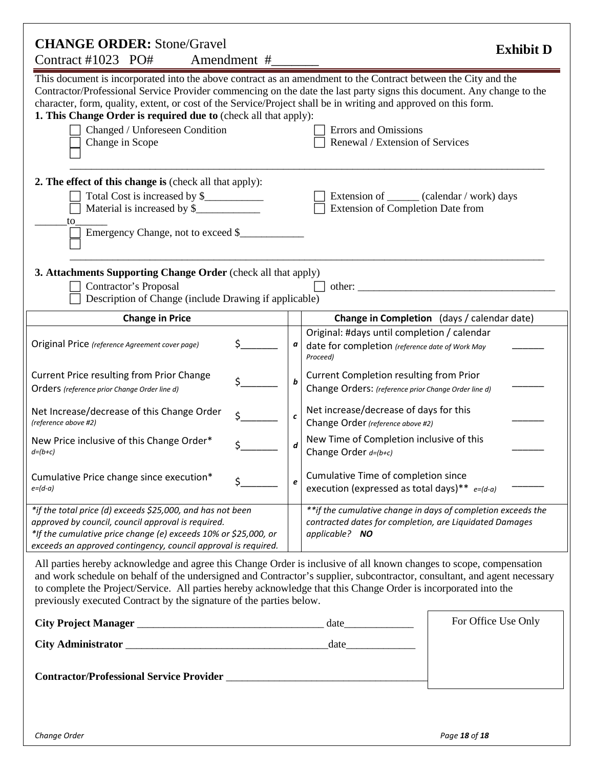**CHANGE ORDER:** Stone/Gravel

Contract #1023 PO# Amendment #_______

**Exhibit D**

This document is incorporated into the above contract as an amendment to the Contract between the City and the Contractor/Professional Service Provider commencing on the date the last party signs this document. Any change to the character, form, quality, extent, or cost of the Service/Project shall be in writing and approved on this form.

**1. This Change Order is required due to** (check all that apply):

- ☐ Changed / Unforeseen Condition
- ☐ Change in Scope
- ☐
- ☐ Errors and Omissions
- ☐ Renewal / Extension of Services

_______________________________________________________________________________________

**2. The effect of this change is** (check all that apply):

- ☐ Total Cost is increased by $___________
- ☐ Material is increased by $____________
- ☐ Extension of ______ (calendar / work) days
- ☐ Extension of Completion Date from ______to______
- ☐ Emergency Change, not to exceed $____________
- ☐

_______________________________________________________________________________________

**3. Attachments Supporting Change Order** (check all that apply)

- ☐ Contractor's Proposal
- ☐ Description of Change (include Drawing if applicable)
- ☐ other: ____________________________________

| **Change in Price** | | | **Change in Completion** (days / calendar date) | |
|---|---|---|---|---|
| Original Price *(reference Agreement cover page)* | $_______ | *a* | Original: #days until completion / calendar date for completion *(reference date of Work May Proceed)* | ______ |
| Current Price resulting from Prior Change Orders *(reference prior Change Order line d)* | $_______ | *b* | Current Completion resulting from Prior Change Orders: *(reference prior Change Order line d)* | ______ |
| Net Increase/decrease of this Change Order *(reference above #2)* | $_______ | *c* | Net increase/decrease of days for this Change Order *(reference above #2)* | ______ |
| New Price inclusive of this Change Order* *d=(b+c)* | $_______ | *d* | New Time of Completion inclusive of this Change Order *d=(b+c)* | ______ |
| Cumulative Price change since execution* *e=(d-a)* | $_______ | *e* | Cumulative Time of completion since execution (expressed as total days)** *e=(d-a)* | ______ |
| *\*if the total price (d) exceeds $25,000, and has not been approved by council, council approval is required. \*If the cumulative price change (e) exceeds 10% or $25,000, or exceeds an approved contingency, council approval is required.* | | | *\*\*if the cumulative change in days of completion exceeds the contracted dates for completion, are Liquidated Damages applicable?* ***NO*** | |

All parties hereby acknowledge and agree this Change Order is inclusive of all known changes to scope, compensation and work schedule on behalf of the undersigned and Contractor's supplier, subcontractor, consultant, and agent necessary to complete the Project/Service. All parties hereby acknowledge that this Change Order is incorporated into the previously executed Contract by the signature of the parties below.

**City Project Manager** __________________________________ date_____________

**City Administrator** ____________________________________date_____________

**Contractor/Professional Service Provider** ____________________________________

For Office Use Only

*Change Order*